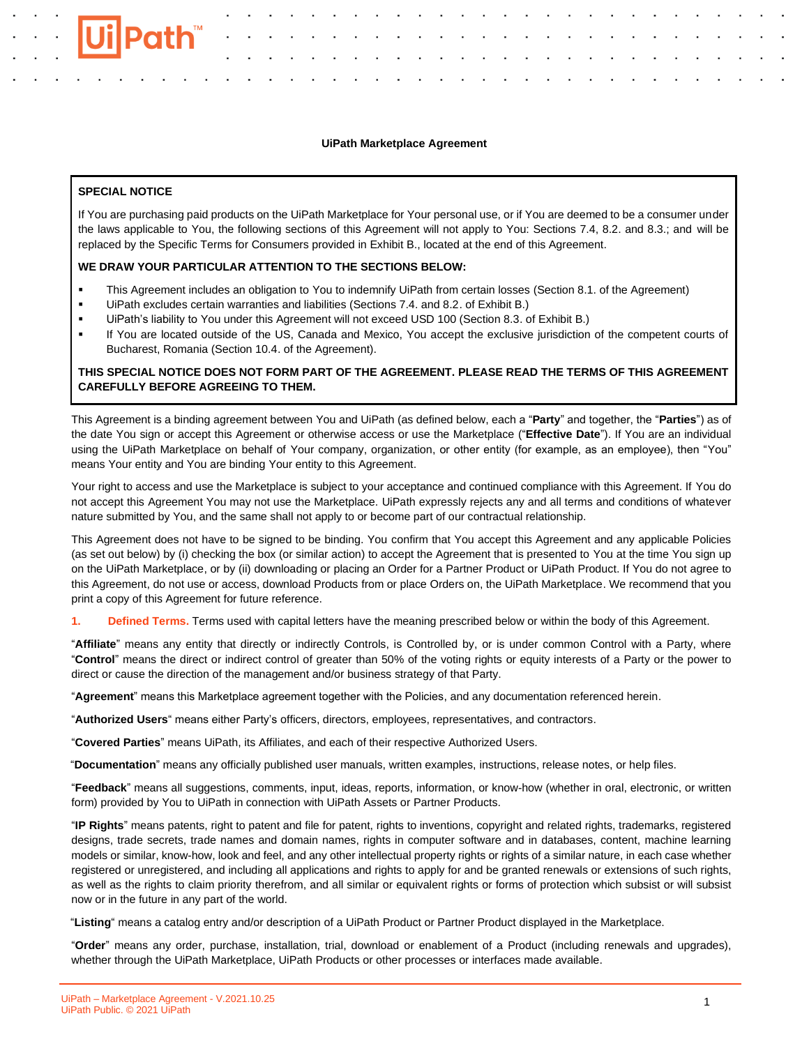# UiPath Marketplace Agreement

> **SPECIAL NOTICE**
>
> If You are purchasing paid products on the UiPath Marketplace for Your personal use, or if You are deemed to be a consumer under the laws applicable to You, the following sections of this Agreement will not apply to You: Sections 7.4, 8.2. and 8.3.; and will be replaced by the Specific Terms for Consumers provided in Exhibit B., located at the end of this Agreement.
>
> **WE DRAW YOUR PARTICULAR ATTENTION TO THE SECTIONS BELOW:**
>
> - This Agreement includes an obligation to You to indemnify UiPath from certain losses (Section 8.1. of the Agreement)
> - UiPath excludes certain warranties and liabilities (Sections 7.4. and 8.2. of Exhibit B.)
> - UiPath's liability to You under this Agreement will not exceed USD 100 (Section 8.3. of Exhibit B.)
> - If You are located outside of the US, Canada and Mexico, You accept the exclusive jurisdiction of the competent courts of Bucharest, Romania (Section 10.4. of the Agreement).
>
> **THIS SPECIAL NOTICE DOES NOT FORM PART OF THE AGREEMENT. PLEASE READ THE TERMS OF THIS AGREEMENT CAREFULLY BEFORE AGREEING TO THEM.**

This Agreement is a binding agreement between You and UiPath (as defined below, each a "**Party**" and together, the "**Parties**") as of the date You sign or accept this Agreement or otherwise access or use the Marketplace ("**Effective Date**"). If You are an individual using the UiPath Marketplace on behalf of Your company, organization, or other entity (for example, as an employee), then "You" means Your entity and You are binding Your entity to this Agreement.

Your right to access and use the Marketplace is subject to your acceptance and continued compliance with this Agreement. If You do not accept this Agreement You may not use the Marketplace. UiPath expressly rejects any and all terms and conditions of whatever nature submitted by You, and the same shall not apply to or become part of our contractual relationship.

This Agreement does not have to be signed to be binding. You confirm that You accept this Agreement and any applicable Policies (as set out below) by (i) checking the box (or similar action) to accept the Agreement that is presented to You at the time You sign up on the UiPath Marketplace, or by (ii) downloading or placing an Order for a Partner Product or UiPath Product. If You do not agree to this Agreement, do not use or access, download Products from or place Orders on, the UiPath Marketplace. We recommend that you print a copy of this Agreement for future reference.

**1. Defined Terms.** Terms used with capital letters have the meaning prescribed below or within the body of this Agreement.

"**Affiliate**" means any entity that directly or indirectly Controls, is Controlled by, or is under common Control with a Party, where "**Control**" means the direct or indirect control of greater than 50% of the voting rights or equity interests of a Party or the power to direct or cause the direction of the management and/or business strategy of that Party.

"**Agreement**" means this Marketplace agreement together with the Policies, and any documentation referenced herein.

"**Authorized Users**" means either Party's officers, directors, employees, representatives, and contractors.

"**Covered Parties**" means UiPath, its Affiliates, and each of their respective Authorized Users.

"**Documentation**" means any officially published user manuals, written examples, instructions, release notes, or help files.

"**Feedback**" means all suggestions, comments, input, ideas, reports, information, or know-how (whether in oral, electronic, or written form) provided by You to UiPath in connection with UiPath Assets or Partner Products.

"**IP Rights**" means patents, right to patent and file for patent, rights to inventions, copyright and related rights, trademarks, registered designs, trade secrets, trade names and domain names, rights in computer software and in databases, content, machine learning models or similar, know-how, look and feel, and any other intellectual property rights or rights of a similar nature, in each case whether registered or unregistered, and including all applications and rights to apply for and be granted renewals or extensions of such rights, as well as the rights to claim priority therefrom, and all similar or equivalent rights or forms of protection which subsist or will subsist now or in the future in any part of the world.

"**Listing**" means a catalog entry and/or description of a UiPath Product or Partner Product displayed in the Marketplace.

"**Order**" means any order, purchase, installation, trial, download or enablement of a Product (including renewals and upgrades), whether through the UiPath Marketplace, UiPath Products or other processes or interfaces made available.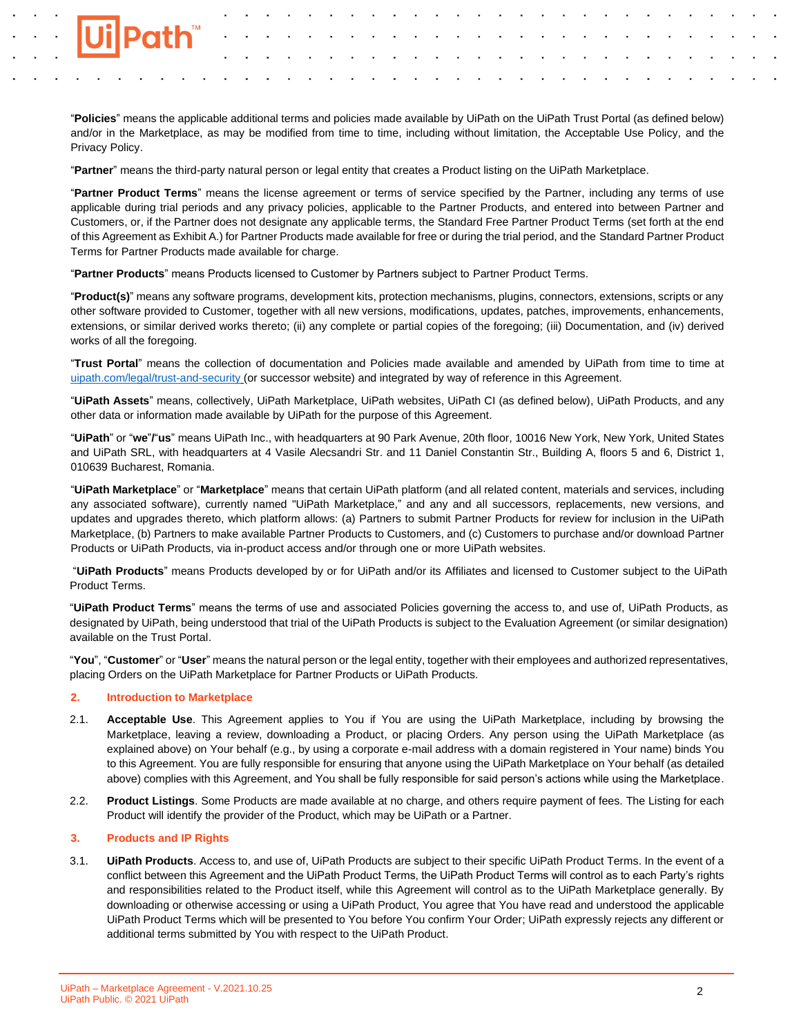"**Policies**" means the applicable additional terms and policies made available by UiPath on the UiPath Trust Portal (as defined below) and/or in the Marketplace, as may be modified from time to time, including without limitation, the Acceptable Use Policy, and the Privacy Policy.

"**Partner**" means the third-party natural person or legal entity that creates a Product listing on the UiPath Marketplace.

"**Partner Product Terms**" means the license agreement or terms of service specified by the Partner, including any terms of use applicable during trial periods and any privacy policies, applicable to the Partner Products, and entered into between Partner and Customers, or, if the Partner does not designate any applicable terms, the Standard Free Partner Product Terms (set forth at the end of this Agreement as Exhibit A.) for Partner Products made available for free or during the trial period, and the Standard Partner Product Terms for Partner Products made available for charge.

"**Partner Products**" means Products licensed to Customer by Partners subject to Partner Product Terms.

"**Product(s)**" means any software programs, development kits, protection mechanisms, plugins, connectors, extensions, scripts or any other software provided to Customer, together with all new versions, modifications, updates, patches, improvements, enhancements, extensions, or similar derived works thereto; (ii) any complete or partial copies of the foregoing; (iii) Documentation, and (iv) derived works of all the foregoing.

"**Trust Portal**" means the collection of documentation and Policies made available and amended by UiPath from time to time at uipath.com/legal/trust-and-security (or successor website) and integrated by way of reference in this Agreement.

"**UiPath Assets**" means, collectively, UiPath Marketplace, UiPath websites, UiPath CI (as defined below), UiPath Products, and any other data or information made available by UiPath for the purpose of this Agreement.

"**UiPath**" or "**we**"/"**us**" means UiPath Inc., with headquarters at 90 Park Avenue, 20th floor, 10016 New York, New York, United States and UiPath SRL, with headquarters at 4 Vasile Alecsandri Str. and 11 Daniel Constantin Str., Building A, floors 5 and 6, District 1, 010639 Bucharest, Romania.

"**UiPath Marketplace**" or "**Marketplace**" means that certain UiPath platform (and all related content, materials and services, including any associated software), currently named "UiPath Marketplace," and any and all successors, replacements, new versions, and updates and upgrades thereto, which platform allows: (a) Partners to submit Partner Products for review for inclusion in the UiPath Marketplace, (b) Partners to make available Partner Products to Customers, and (c) Customers to purchase and/or download Partner Products or UiPath Products, via in-product access and/or through one or more UiPath websites.

"**UiPath Products**" means Products developed by or for UiPath and/or its Affiliates and licensed to Customer subject to the UiPath Product Terms.

"**UiPath Product Terms**" means the terms of use and associated Policies governing the access to, and use of, UiPath Products, as designated by UiPath, being understood that trial of the UiPath Products is subject to the Evaluation Agreement (or similar designation) available on the Trust Portal.

"**You**", "**Customer**" or "**User**" means the natural person or the legal entity, together with their employees and authorized representatives, placing Orders on the UiPath Marketplace for Partner Products or UiPath Products.

## 2. Introduction to Marketplace

2.1. **Acceptable Use**. This Agreement applies to You if You are using the UiPath Marketplace, including by browsing the Marketplace, leaving a review, downloading a Product, or placing Orders. Any person using the UiPath Marketplace (as explained above) on Your behalf (e.g., by using a corporate e-mail address with a domain registered in Your name) binds You to this Agreement. You are fully responsible for ensuring that anyone using the UiPath Marketplace on Your behalf (as detailed above) complies with this Agreement, and You shall be fully responsible for said person's actions while using the Marketplace.

2.2. **Product Listings**. Some Products are made available at no charge, and others require payment of fees. The Listing for each Product will identify the provider of the Product, which may be UiPath or a Partner.

## 3. Products and IP Rights

3.1. **UiPath Products**. Access to, and use of, UiPath Products are subject to their specific UiPath Product Terms. In the event of a conflict between this Agreement and the UiPath Product Terms, the UiPath Product Terms will control as to each Party's rights and responsibilities related to the Product itself, while this Agreement will control as to the UiPath Marketplace generally. By downloading or otherwise accessing or using a UiPath Product, You agree that You have read and understood the applicable UiPath Product Terms which will be presented to You before You confirm Your Order; UiPath expressly rejects any different or additional terms submitted by You with respect to the UiPath Product.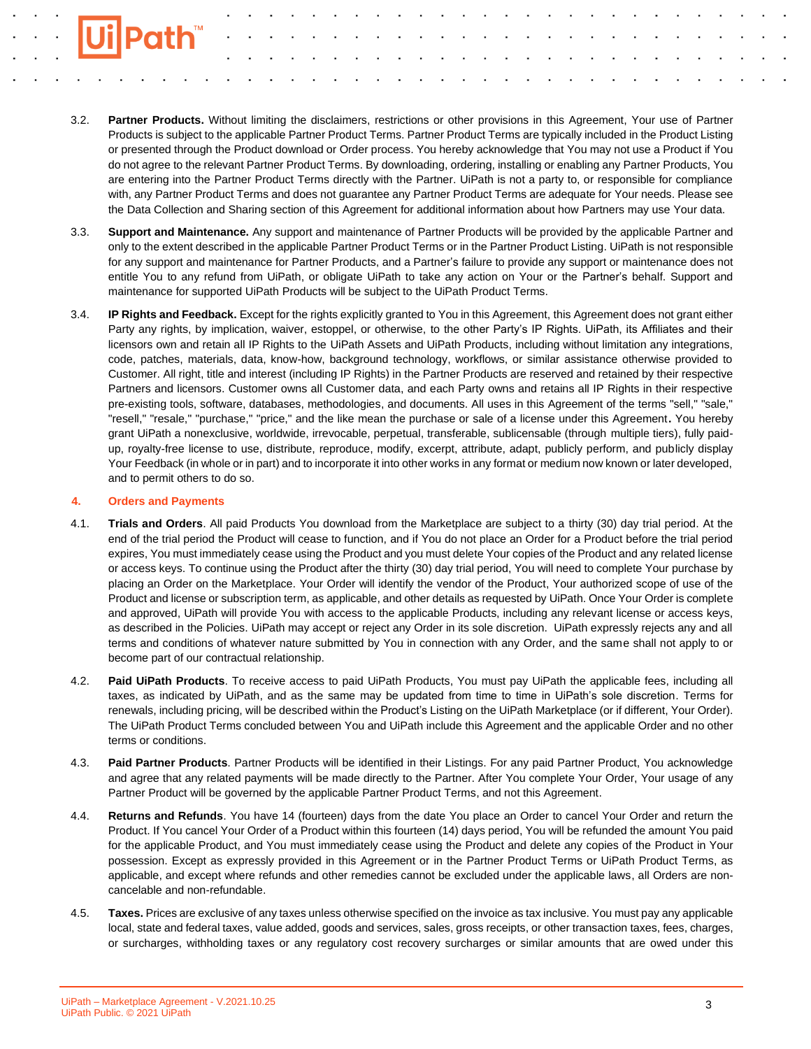3.2. **Partner Products.** Without limiting the disclaimers, restrictions or other provisions in this Agreement, Your use of Partner Products is subject to the applicable Partner Product Terms. Partner Product Terms are typically included in the Product Listing or presented through the Product download or Order process. You hereby acknowledge that You may not use a Product if You do not agree to the relevant Partner Product Terms. By downloading, ordering, installing or enabling any Partner Products, You are entering into the Partner Product Terms directly with the Partner. UiPath is not a party to, or responsible for compliance with, any Partner Product Terms and does not guarantee any Partner Product Terms are adequate for Your needs. Please see the Data Collection and Sharing section of this Agreement for additional information about how Partners may use Your data.

3.3. **Support and Maintenance.** Any support and maintenance of Partner Products will be provided by the applicable Partner and only to the extent described in the applicable Partner Product Terms or in the Partner Product Listing. UiPath is not responsible for any support and maintenance for Partner Products, and a Partner's failure to provide any support or maintenance does not entitle You to any refund from UiPath, or obligate UiPath to take any action on Your or the Partner's behalf. Support and maintenance for supported UiPath Products will be subject to the UiPath Product Terms.

3.4. **IP Rights and Feedback.** Except for the rights explicitly granted to You in this Agreement, this Agreement does not grant either Party any rights, by implication, waiver, estoppel, or otherwise, to the other Party's IP Rights. UiPath, its Affiliates and their licensors own and retain all IP Rights to the UiPath Assets and UiPath Products, including without limitation any integrations, code, patches, materials, data, know-how, background technology, workflows, or similar assistance otherwise provided to Customer. All right, title and interest (including IP Rights) in the Partner Products are reserved and retained by their respective Partners and licensors. Customer owns all Customer data, and each Party owns and retains all IP Rights in their respective pre-existing tools, software, databases, methodologies, and documents. All uses in this Agreement of the terms "sell," "sale," "resell," "resale," "purchase," "price," and the like mean the purchase or sale of a license under this Agreement. You hereby grant UiPath a nonexclusive, worldwide, irrevocable, perpetual, transferable, sublicensable (through multiple tiers), fully paid-up, royalty-free license to use, distribute, reproduce, modify, excerpt, attribute, adapt, publicly perform, and publicly display Your Feedback (in whole or in part) and to incorporate it into other works in any format or medium now known or later developed, and to permit others to do so.

## 4. Orders and Payments

4.1. **Trials and Orders**. All paid Products You download from the Marketplace are subject to a thirty (30) day trial period. At the end of the trial period the Product will cease to function, and if You do not place an Order for a Product before the trial period expires, You must immediately cease using the Product and you must delete Your copies of the Product and any related license or access keys. To continue using the Product after the thirty (30) day trial period, You will need to complete Your purchase by placing an Order on the Marketplace. Your Order will identify the vendor of the Product, Your authorized scope of use of the Product and license or subscription term, as applicable, and other details as requested by UiPath. Once Your Order is complete and approved, UiPath will provide You with access to the applicable Products, including any relevant license or access keys, as described in the Policies. UiPath may accept or reject any Order in its sole discretion. UiPath expressly rejects any and all terms and conditions of whatever nature submitted by You in connection with any Order, and the same shall not apply to or become part of our contractual relationship.

4.2. **Paid UiPath Products**. To receive access to paid UiPath Products, You must pay UiPath the applicable fees, including all taxes, as indicated by UiPath, and as the same may be updated from time to time in UiPath's sole discretion. Terms for renewals, including pricing, will be described within the Product's Listing on the UiPath Marketplace (or if different, Your Order). The UiPath Product Terms concluded between You and UiPath include this Agreement and the applicable Order and no other terms or conditions.

4.3. **Paid Partner Products**. Partner Products will be identified in their Listings. For any paid Partner Product, You acknowledge and agree that any related payments will be made directly to the Partner. After You complete Your Order, Your usage of any Partner Product will be governed by the applicable Partner Product Terms, and not this Agreement.

4.4. **Returns and Refunds**. You have 14 (fourteen) days from the date You place an Order to cancel Your Order and return the Product. If You cancel Your Order of a Product within this fourteen (14) days period, You will be refunded the amount You paid for the applicable Product, and You must immediately cease using the Product and delete any copies of the Product in Your possession. Except as expressly provided in this Agreement or in the Partner Product Terms or UiPath Product Terms, as applicable, and except where refunds and other remedies cannot be excluded under the applicable laws, all Orders are non-cancelable and non-refundable.

4.5. **Taxes.** Prices are exclusive of any taxes unless otherwise specified on the invoice as tax inclusive. You must pay any applicable local, state and federal taxes, value added, goods and services, sales, gross receipts, or other transaction taxes, fees, charges, or surcharges, withholding taxes or any regulatory cost recovery surcharges or similar amounts that are owed under this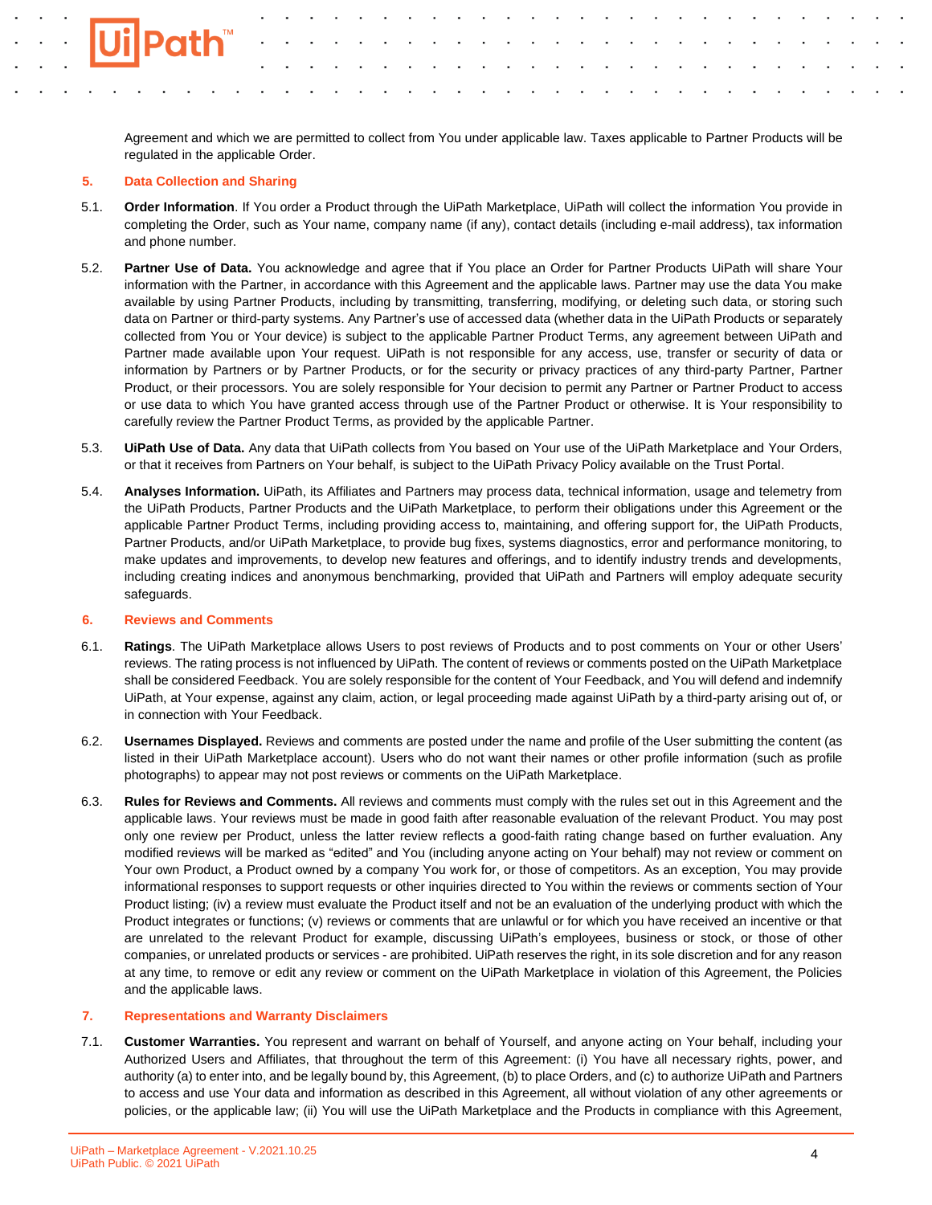Agreement and which we are permitted to collect from You under applicable law. Taxes applicable to Partner Products will be regulated in the applicable Order.

## 5. Data Collection and Sharing

5.1. **Order Information**. If You order a Product through the UiPath Marketplace, UiPath will collect the information You provide in completing the Order, such as Your name, company name (if any), contact details (including e-mail address), tax information and phone number.

5.2. **Partner Use of Data.** You acknowledge and agree that if You place an Order for Partner Products UiPath will share Your information with the Partner, in accordance with this Agreement and the applicable laws. Partner may use the data You make available by using Partner Products, including by transmitting, transferring, modifying, or deleting such data, or storing such data on Partner or third-party systems. Any Partner's use of accessed data (whether data in the UiPath Products or separately collected from You or Your device) is subject to the applicable Partner Product Terms, any agreement between UiPath and Partner made available upon Your request. UiPath is not responsible for any access, use, transfer or security of data or information by Partners or by Partner Products, or for the security or privacy practices of any third-party Partner, Partner Product, or their processors. You are solely responsible for Your decision to permit any Partner or Partner Product to access or use data to which You have granted access through use of the Partner Product or otherwise. It is Your responsibility to carefully review the Partner Product Terms, as provided by the applicable Partner.

5.3. **UiPath Use of Data.** Any data that UiPath collects from You based on Your use of the UiPath Marketplace and Your Orders, or that it receives from Partners on Your behalf, is subject to the UiPath Privacy Policy available on the Trust Portal.

5.4. **Analyses Information.** UiPath, its Affiliates and Partners may process data, technical information, usage and telemetry from the UiPath Products, Partner Products and the UiPath Marketplace, to perform their obligations under this Agreement or the applicable Partner Product Terms, including providing access to, maintaining, and offering support for, the UiPath Products, Partner Products, and/or UiPath Marketplace, to provide bug fixes, systems diagnostics, error and performance monitoring, to make updates and improvements, to develop new features and offerings, and to identify industry trends and developments, including creating indices and anonymous benchmarking, provided that UiPath and Partners will employ adequate security safeguards.

## 6. Reviews and Comments

6.1. **Ratings**. The UiPath Marketplace allows Users to post reviews of Products and to post comments on Your or other Users' reviews. The rating process is not influenced by UiPath. The content of reviews or comments posted on the UiPath Marketplace shall be considered Feedback. You are solely responsible for the content of Your Feedback, and You will defend and indemnify UiPath, at Your expense, against any claim, action, or legal proceeding made against UiPath by a third-party arising out of, or in connection with Your Feedback.

6.2. **Usernames Displayed.** Reviews and comments are posted under the name and profile of the User submitting the content (as listed in their UiPath Marketplace account). Users who do not want their names or other profile information (such as profile photographs) to appear may not post reviews or comments on the UiPath Marketplace.

6.3. **Rules for Reviews and Comments.** All reviews and comments must comply with the rules set out in this Agreement and the applicable laws. Your reviews must be made in good faith after reasonable evaluation of the relevant Product. You may post only one review per Product, unless the latter review reflects a good-faith rating change based on further evaluation. Any modified reviews will be marked as "edited" and You (including anyone acting on Your behalf) may not review or comment on Your own Product, a Product owned by a company You work for, or those of competitors. As an exception, You may provide informational responses to support requests or other inquiries directed to You within the reviews or comments section of Your Product listing; (iv) a review must evaluate the Product itself and not be an evaluation of the underlying product with which the Product integrates or functions; (v) reviews or comments that are unlawful or for which you have received an incentive or that are unrelated to the relevant Product for example, discussing UiPath's employees, business or stock, or those of other companies, or unrelated products or services - are prohibited. UiPath reserves the right, in its sole discretion and for any reason at any time, to remove or edit any review or comment on the UiPath Marketplace in violation of this Agreement, the Policies and the applicable laws.

## 7. Representations and Warranty Disclaimers

7.1. **Customer Warranties.** You represent and warrant on behalf of Yourself, and anyone acting on Your behalf, including your Authorized Users and Affiliates, that throughout the term of this Agreement: (i) You have all necessary rights, power, and authority (a) to enter into, and be legally bound by, this Agreement, (b) to place Orders, and (c) to authorize UiPath and Partners to access and use Your data and information as described in this Agreement, all without violation of any other agreements or policies, or the applicable law; (ii) You will use the UiPath Marketplace and the Products in compliance with this Agreement,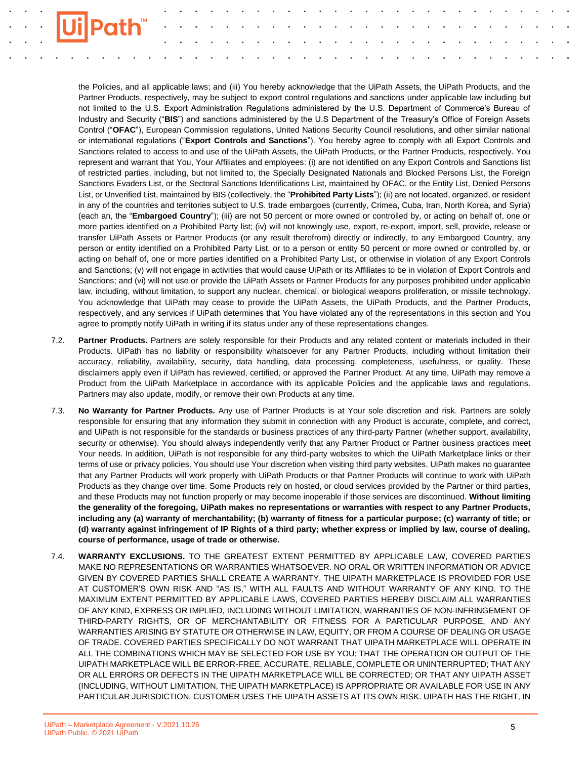the Policies, and all applicable laws; and (iii) You hereby acknowledge that the UiPath Assets, the UiPath Products, and the Partner Products, respectively, may be subject to export control regulations and sanctions under applicable law including but not limited to the U.S. Export Administration Regulations administered by the U.S. Department of Commerce's Bureau of Industry and Security ("**BIS**") and sanctions administered by the U.S Department of the Treasury's Office of Foreign Assets Control ("**OFAC**"), European Commission regulations, United Nations Security Council resolutions, and other similar national or international regulations ("**Export Controls and Sanctions**"). You hereby agree to comply with all Export Controls and Sanctions related to access to and use of the UiPath Assets, the UiPath Products, or the Partner Products, respectively. You represent and warrant that You, Your Affiliates and employees: (i) are not identified on any Export Controls and Sanctions list of restricted parties, including, but not limited to, the Specially Designated Nationals and Blocked Persons List, the Foreign Sanctions Evaders List, or the Sectoral Sanctions Identifications List, maintained by OFAC, or the Entity List, Denied Persons List, or Unverified List, maintained by BIS (collectively, the "**Prohibited Party Lists**"); (ii) are not located, organized, or resident in any of the countries and territories subject to U.S. trade embargoes (currently, Crimea, Cuba, Iran, North Korea, and Syria) (each an, the "**Embargoed Country**"); (iii) are not 50 percent or more owned or controlled by, or acting on behalf of, one or more parties identified on a Prohibited Party list; (iv) will not knowingly use, export, re-export, import, sell, provide, release or transfer UiPath Assets or Partner Products (or any result therefrom) directly or indirectly, to any Embargoed Country, any person or entity identified on a Prohibited Party List, or to a person or entity 50 percent or more owned or controlled by, or acting on behalf of, one or more parties identified on a Prohibited Party List, or otherwise in violation of any Export Controls and Sanctions; (v) will not engage in activities that would cause UiPath or its Affiliates to be in violation of Export Controls and Sanctions; and (vi) will not use or provide the UiPath Assets or Partner Products for any purposes prohibited under applicable law, including, without limitation, to support any nuclear, chemical, or biological weapons proliferation, or missile technology. You acknowledge that UiPath may cease to provide the UiPath Assets, the UiPath Products, and the Partner Products, respectively, and any services if UiPath determines that You have violated any of the representations in this section and You agree to promptly notify UiPath in writing if its status under any of these representations changes.

7.2. **Partner Products.** Partners are solely responsible for their Products and any related content or materials included in their Products. UiPath has no liability or responsibility whatsoever for any Partner Products, including without limitation their accuracy, reliability, availability, security, data handling, data processing, completeness, usefulness, or quality. These disclaimers apply even if UiPath has reviewed, certified, or approved the Partner Product. At any time, UiPath may remove a Product from the UiPath Marketplace in accordance with its applicable Policies and the applicable laws and regulations. Partners may also update, modify, or remove their own Products at any time.

7.3. **No Warranty for Partner Products.** Any use of Partner Products is at Your sole discretion and risk. Partners are solely responsible for ensuring that any information they submit in connection with any Product is accurate, complete, and correct, and UiPath is not responsible for the standards or business practices of any third-party Partner (whether support, availability, security or otherwise). You should always independently verify that any Partner Product or Partner business practices meet Your needs. In addition, UiPath is not responsible for any third-party websites to which the UiPath Marketplace links or their terms of use or privacy policies. You should use Your discretion when visiting third party websites. UiPath makes no guarantee that any Partner Products will work properly with UiPath Products or that Partner Products will continue to work with UiPath Products as they change over time. Some Products rely on hosted, or cloud services provided by the Partner or third parties, and these Products may not function properly or may become inoperable if those services are discontinued. **Without limiting the generality of the foregoing, UiPath makes no representations or warranties with respect to any Partner Products, including any (a) warranty of merchantability; (b) warranty of fitness for a particular purpose; (c) warranty of title; or (d) warranty against infringement of IP Rights of a third party; whether express or implied by law, course of dealing, course of performance, usage of trade or otherwise.**

7.4. **WARRANTY EXCLUSIONS.** TO THE GREATEST EXTENT PERMITTED BY APPLICABLE LAW, COVERED PARTIES MAKE NO REPRESENTATIONS OR WARRANTIES WHATSOEVER. NO ORAL OR WRITTEN INFORMATION OR ADVICE GIVEN BY COVERED PARTIES SHALL CREATE A WARRANTY. THE UIPATH MARKETPLACE IS PROVIDED FOR USE AT CUSTOMER'S OWN RISK AND "AS IS," WITH ALL FAULTS AND WITHOUT WARRANTY OF ANY KIND. TO THE MAXIMUM EXTENT PERMITTED BY APPLICABLE LAWS, COVERED PARTIES HEREBY DISCLAIM ALL WARRANTIES OF ANY KIND, EXPRESS OR IMPLIED, INCLUDING WITHOUT LIMITATION, WARRANTIES OF NON-INFRINGEMENT OF THIRD-PARTY RIGHTS, OR OF MERCHANTABILITY OR FITNESS FOR A PARTICULAR PURPOSE, AND ANY WARRANTIES ARISING BY STATUTE OR OTHERWISE IN LAW, EQUITY, OR FROM A COURSE OF DEALING OR USAGE OF TRADE. COVERED PARTIES SPECIFICALLY DO NOT WARRANT THAT UIPATH MARKETPLACE WILL OPERATE IN ALL THE COMBINATIONS WHICH MAY BE SELECTED FOR USE BY YOU; THAT THE OPERATION OR OUTPUT OF THE UIPATH MARKETPLACE WILL BE ERROR-FREE, ACCURATE, RELIABLE, COMPLETE OR UNINTERRUPTED; THAT ANY OR ALL ERRORS OR DEFECTS IN THE UIPATH MARKETPLACE WILL BE CORRECTED; OR THAT ANY UIPATH ASSET (INCLUDING, WITHOUT LIMITATION, THE UIPATH MARKETPLACE) IS APPROPRIATE OR AVAILABLE FOR USE IN ANY PARTICULAR JURISDICTION. CUSTOMER USES THE UIPATH ASSETS AT ITS OWN RISK. UIPATH HAS THE RIGHT, IN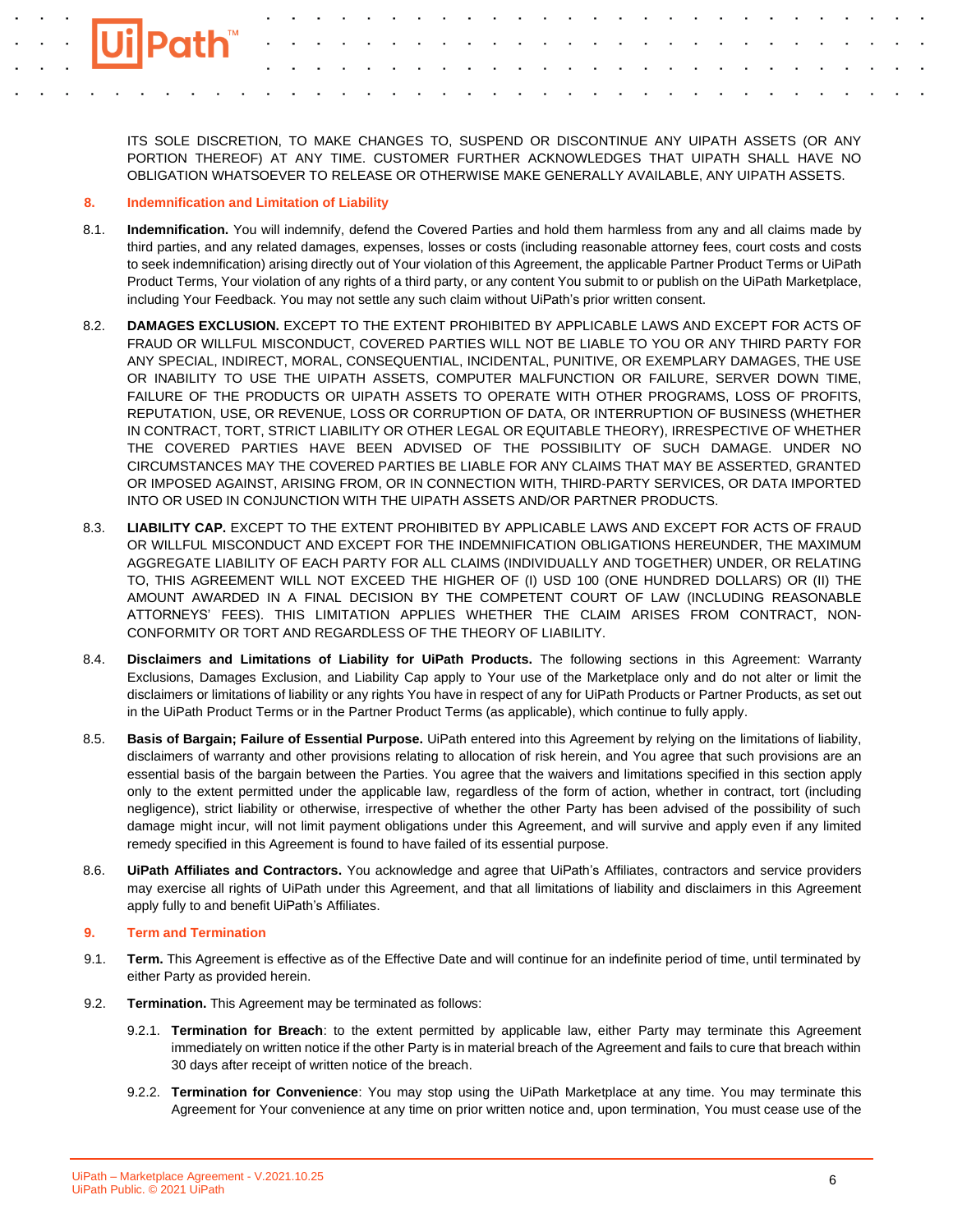ITS SOLE DISCRETION, TO MAKE CHANGES TO, SUSPEND OR DISCONTINUE ANY UIPATH ASSETS (OR ANY PORTION THEREOF) AT ANY TIME. CUSTOMER FURTHER ACKNOWLEDGES THAT UIPATH SHALL HAVE NO OBLIGATION WHATSOEVER TO RELEASE OR OTHERWISE MAKE GENERALLY AVAILABLE, ANY UIPATH ASSETS.

## 8. Indemnification and Limitation of Liability

8.1. **Indemnification.** You will indemnify, defend the Covered Parties and hold them harmless from any and all claims made by third parties, and any related damages, expenses, losses or costs (including reasonable attorney fees, court costs and costs to seek indemnification) arising directly out of Your violation of this Agreement, the applicable Partner Product Terms or UiPath Product Terms, Your violation of any rights of a third party, or any content You submit to or publish on the UiPath Marketplace, including Your Feedback. You may not settle any such claim without UiPath's prior written consent.

8.2. **DAMAGES EXCLUSION.** EXCEPT TO THE EXTENT PROHIBITED BY APPLICABLE LAWS AND EXCEPT FOR ACTS OF FRAUD OR WILLFUL MISCONDUCT, COVERED PARTIES WILL NOT BE LIABLE TO YOU OR ANY THIRD PARTY FOR ANY SPECIAL, INDIRECT, MORAL, CONSEQUENTIAL, INCIDENTAL, PUNITIVE, OR EXEMPLARY DAMAGES, THE USE OR INABILITY TO USE THE UIPATH ASSETS, COMPUTER MALFUNCTION OR FAILURE, SERVER DOWN TIME, FAILURE OF THE PRODUCTS OR UIPATH ASSETS TO OPERATE WITH OTHER PROGRAMS, LOSS OF PROFITS, REPUTATION, USE, OR REVENUE, LOSS OR CORRUPTION OF DATA, OR INTERRUPTION OF BUSINESS (WHETHER IN CONTRACT, TORT, STRICT LIABILITY OR OTHER LEGAL OR EQUITABLE THEORY), IRRESPECTIVE OF WHETHER THE COVERED PARTIES HAVE BEEN ADVISED OF THE POSSIBILITY OF SUCH DAMAGE. UNDER NO CIRCUMSTANCES MAY THE COVERED PARTIES BE LIABLE FOR ANY CLAIMS THAT MAY BE ASSERTED, GRANTED OR IMPOSED AGAINST, ARISING FROM, OR IN CONNECTION WITH, THIRD-PARTY SERVICES, OR DATA IMPORTED INTO OR USED IN CONJUNCTION WITH THE UIPATH ASSETS AND/OR PARTNER PRODUCTS.

8.3. **LIABILITY CAP.** EXCEPT TO THE EXTENT PROHIBITED BY APPLICABLE LAWS AND EXCEPT FOR ACTS OF FRAUD OR WILLFUL MISCONDUCT AND EXCEPT FOR THE INDEMNIFICATION OBLIGATIONS HEREUNDER, THE MAXIMUM AGGREGATE LIABILITY OF EACH PARTY FOR ALL CLAIMS (INDIVIDUALLY AND TOGETHER) UNDER, OR RELATING TO, THIS AGREEMENT WILL NOT EXCEED THE HIGHER OF (I) USD 100 (ONE HUNDRED DOLLARS) OR (II) THE AMOUNT AWARDED IN A FINAL DECISION BY THE COMPETENT COURT OF LAW (INCLUDING REASONABLE ATTORNEYS' FEES). THIS LIMITATION APPLIES WHETHER THE CLAIM ARISES FROM CONTRACT, NON-CONFORMITY OR TORT AND REGARDLESS OF THE THEORY OF LIABILITY.

8.4. **Disclaimers and Limitations of Liability for UiPath Products.** The following sections in this Agreement: Warranty Exclusions, Damages Exclusion, and Liability Cap apply to Your use of the Marketplace only and do not alter or limit the disclaimers or limitations of liability or any rights You have in respect of any for UiPath Products or Partner Products, as set out in the UiPath Product Terms or in the Partner Product Terms (as applicable), which continue to fully apply.

8.5. **Basis of Bargain; Failure of Essential Purpose.** UiPath entered into this Agreement by relying on the limitations of liability, disclaimers of warranty and other provisions relating to allocation of risk herein, and You agree that such provisions are an essential basis of the bargain between the Parties. You agree that the waivers and limitations specified in this section apply only to the extent permitted under the applicable law, regardless of the form of action, whether in contract, tort (including negligence), strict liability or otherwise, irrespective of whether the other Party has been advised of the possibility of such damage might incur, will not limit payment obligations under this Agreement, and will survive and apply even if any limited remedy specified in this Agreement is found to have failed of its essential purpose.

8.6. **UiPath Affiliates and Contractors.** You acknowledge and agree that UiPath's Affiliates, contractors and service providers may exercise all rights of UiPath under this Agreement, and that all limitations of liability and disclaimers in this Agreement apply fully to and benefit UiPath's Affiliates.

## 9. Term and Termination

9.1. **Term.** This Agreement is effective as of the Effective Date and will continue for an indefinite period of time, until terminated by either Party as provided herein.

9.2. **Termination.** This Agreement may be terminated as follows:

9.2.1. **Termination for Breach**: to the extent permitted by applicable law, either Party may terminate this Agreement immediately on written notice if the other Party is in material breach of the Agreement and fails to cure that breach within 30 days after receipt of written notice of the breach.

9.2.2. **Termination for Convenience**: You may stop using the UiPath Marketplace at any time. You may terminate this Agreement for Your convenience at any time on prior written notice and, upon termination, You must cease use of the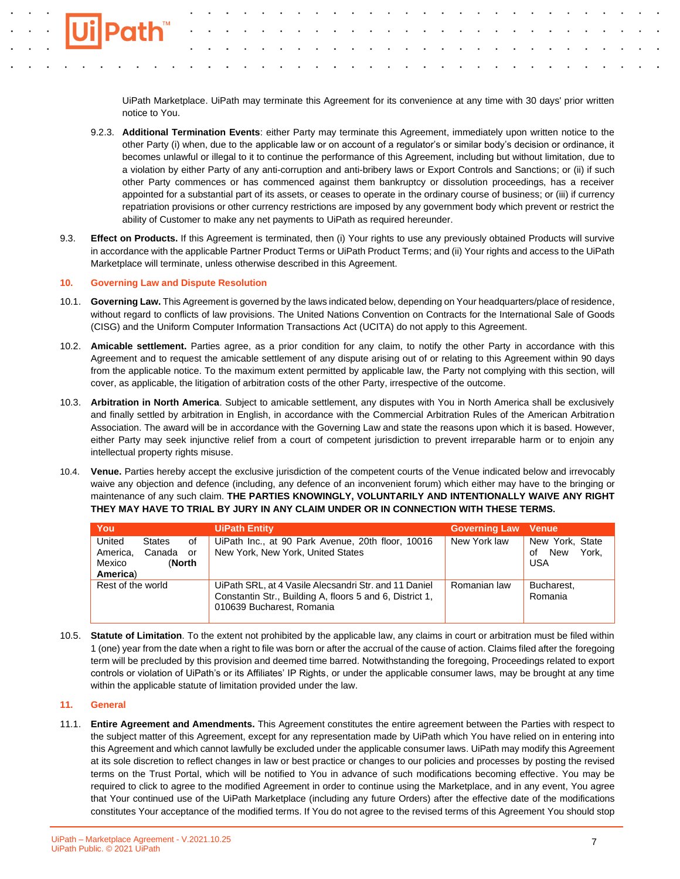UiPath Marketplace. UiPath may terminate this Agreement for its convenience at any time with 30 days' prior written notice to You.

9.2.3. **Additional Termination Events**: either Party may terminate this Agreement, immediately upon written notice to the other Party (i) when, due to the applicable law or on account of a regulator's or similar body's decision or ordinance, it becomes unlawful or illegal to it to continue the performance of this Agreement, including but without limitation, due to a violation by either Party of any anti-corruption and anti-bribery laws or Export Controls and Sanctions; or (ii) if such other Party commences or has commenced against them bankruptcy or dissolution proceedings, has a receiver appointed for a substantial part of its assets, or ceases to operate in the ordinary course of business; or (iii) if currency repatriation provisions or other currency restrictions are imposed by any government body which prevent or restrict the ability of Customer to make any net payments to UiPath as required hereunder.

9.3. **Effect on Products.** If this Agreement is terminated, then (i) Your rights to use any previously obtained Products will survive in accordance with the applicable Partner Product Terms or UiPath Product Terms; and (ii) Your rights and access to the UiPath Marketplace will terminate, unless otherwise described in this Agreement.

## 10. Governing Law and Dispute Resolution

10.1. **Governing Law.** This Agreement is governed by the laws indicated below, depending on Your headquarters/place of residence, without regard to conflicts of law provisions. The United Nations Convention on Contracts for the International Sale of Goods (CISG) and the Uniform Computer Information Transactions Act (UCITA) do not apply to this Agreement.

10.2. **Amicable settlement.** Parties agree, as a prior condition for any claim, to notify the other Party in accordance with this Agreement and to request the amicable settlement of any dispute arising out of or relating to this Agreement within 90 days from the applicable notice. To the maximum extent permitted by applicable law, the Party not complying with this section, will cover, as applicable, the litigation of arbitration costs of the other Party, irrespective of the outcome.

10.3. **Arbitration in North America**. Subject to amicable settlement, any disputes with You in North America shall be exclusively and finally settled by arbitration in English, in accordance with the Commercial Arbitration Rules of the American Arbitration Association. The award will be in accordance with the Governing Law and state the reasons upon which it is based. However, either Party may seek injunctive relief from a court of competent jurisdiction to prevent irreparable harm or to enjoin any intellectual property rights misuse.

10.4. **Venue.** Parties hereby accept the exclusive jurisdiction of the competent courts of the Venue indicated below and irrevocably waive any objection and defence (including, any defence of an inconvenient forum) which either may have to the bringing or maintenance of any such claim. **THE PARTIES KNOWINGLY, VOLUNTARILY AND INTENTIONALLY WAIVE ANY RIGHT THEY MAY HAVE TO TRIAL BY JURY IN ANY CLAIM UNDER OR IN CONNECTION WITH THESE TERMS.**

| You | UiPath Entity | Governing Law | Venue |
|---|---|---|---|
| United States of America, Canada or Mexico (**North America**) | UiPath Inc., at 90 Park Avenue, 20th floor, 10016 New York, New York, United States | New York law | New York, State of New York, USA |
| Rest of the world | UiPath SRL, at 4 Vasile Alecsandri Str. and 11 Daniel Constantin Str., Building A, floors 5 and 6, District 1, 010639 Bucharest, Romania | Romanian law | Bucharest, Romania |

10.5. **Statute of Limitation**. To the extent not prohibited by the applicable law, any claims in court or arbitration must be filed within 1 (one) year from the date when a right to file was born or after the accrual of the cause of action. Claims filed after the foregoing term will be precluded by this provision and deemed time barred. Notwithstanding the foregoing, Proceedings related to export controls or violation of UiPath's or its Affiliates' IP Rights, or under the applicable consumer laws, may be brought at any time within the applicable statute of limitation provided under the law.

## 11. General

11.1. **Entire Agreement and Amendments.** This Agreement constitutes the entire agreement between the Parties with respect to the subject matter of this Agreement, except for any representation made by UiPath which You have relied on in entering into this Agreement and which cannot lawfully be excluded under the applicable consumer laws. UiPath may modify this Agreement at its sole discretion to reflect changes in law or best practice or changes to our policies and processes by posting the revised terms on the Trust Portal, which will be notified to You in advance of such modifications becoming effective. You may be required to click to agree to the modified Agreement in order to continue using the Marketplace, and in any event, You agree that Your continued use of the UiPath Marketplace (including any future Orders) after the effective date of the modifications constitutes Your acceptance of the modified terms. If You do not agree to the revised terms of this Agreement You should stop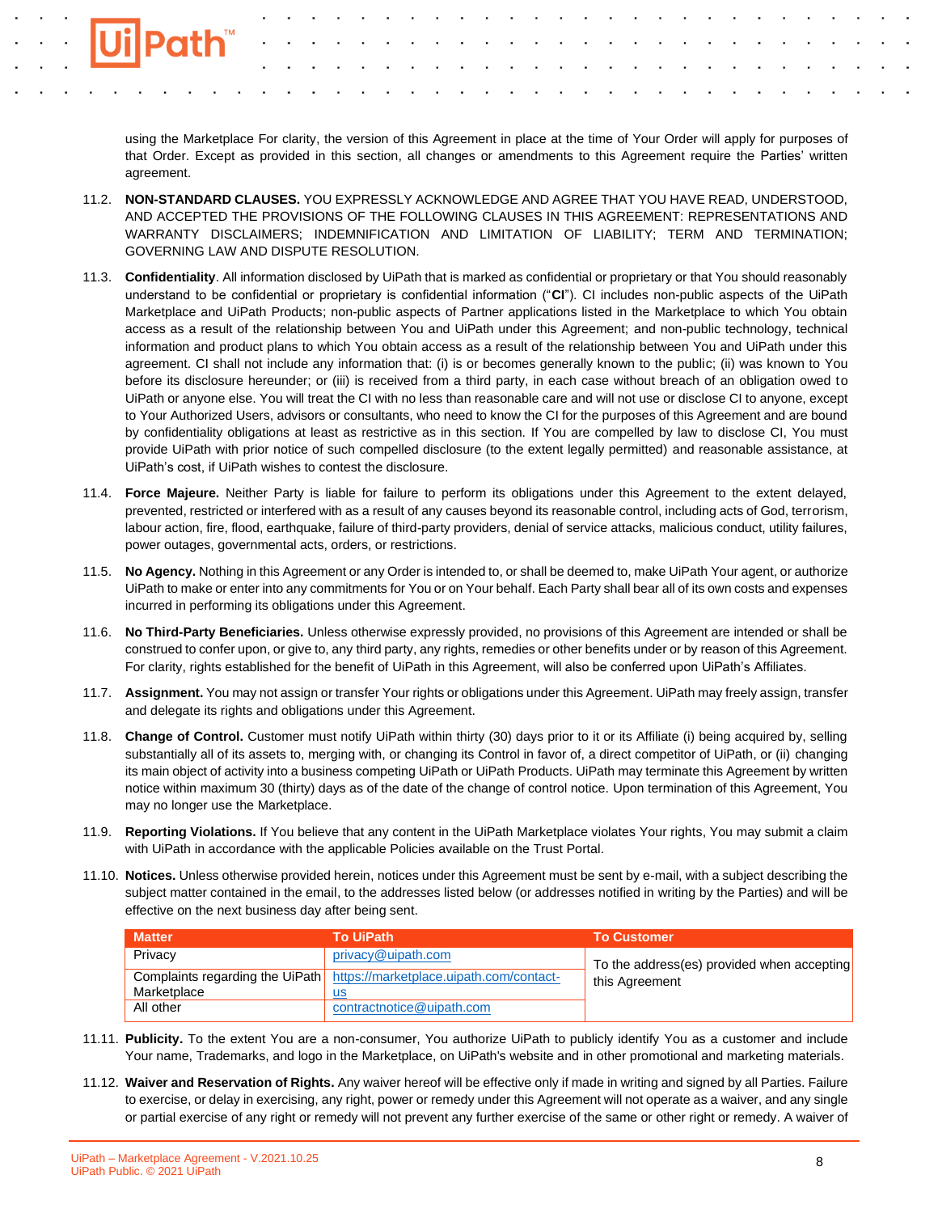using the Marketplace For clarity, the version of this Agreement in place at the time of Your Order will apply for purposes of that Order. Except as provided in this section, all changes or amendments to this Agreement require the Parties' written agreement.

11.2. **NON-STANDARD CLAUSES.** YOU EXPRESSLY ACKNOWLEDGE AND AGREE THAT YOU HAVE READ, UNDERSTOOD, AND ACCEPTED THE PROVISIONS OF THE FOLLOWING CLAUSES IN THIS AGREEMENT: REPRESENTATIONS AND WARRANTY DISCLAIMERS; INDEMNIFICATION AND LIMITATION OF LIABILITY; TERM AND TERMINATION; GOVERNING LAW AND DISPUTE RESOLUTION.

11.3. **Confidentiality**. All information disclosed by UiPath that is marked as confidential or proprietary or that You should reasonably understand to be confidential or proprietary is confidential information ("**CI**"). CI includes non-public aspects of the UiPath Marketplace and UiPath Products; non-public aspects of Partner applications listed in the Marketplace to which You obtain access as a result of the relationship between You and UiPath under this Agreement; and non-public technology, technical information and product plans to which You obtain access as a result of the relationship between You and UiPath under this agreement. CI shall not include any information that: (i) is or becomes generally known to the public; (ii) was known to You before its disclosure hereunder; or (iii) is received from a third party, in each case without breach of an obligation owed to UiPath or anyone else. You will treat the CI with no less than reasonable care and will not use or disclose CI to anyone, except to Your Authorized Users, advisors or consultants, who need to know the CI for the purposes of this Agreement and are bound by confidentiality obligations at least as restrictive as in this section. If You are compelled by law to disclose CI, You must provide UiPath with prior notice of such compelled disclosure (to the extent legally permitted) and reasonable assistance, at UiPath's cost, if UiPath wishes to contest the disclosure.

11.4. **Force Majeure.** Neither Party is liable for failure to perform its obligations under this Agreement to the extent delayed, prevented, restricted or interfered with as a result of any causes beyond its reasonable control, including acts of God, terrorism, labour action, fire, flood, earthquake, failure of third-party providers, denial of service attacks, malicious conduct, utility failures, power outages, governmental acts, orders, or restrictions.

11.5. **No Agency.** Nothing in this Agreement or any Order is intended to, or shall be deemed to, make UiPath Your agent, or authorize UiPath to make or enter into any commitments for You or on Your behalf. Each Party shall bear all of its own costs and expenses incurred in performing its obligations under this Agreement.

11.6. **No Third-Party Beneficiaries.** Unless otherwise expressly provided, no provisions of this Agreement are intended or shall be construed to confer upon, or give to, any third party, any rights, remedies or other benefits under or by reason of this Agreement. For clarity, rights established for the benefit of UiPath in this Agreement, will also be conferred upon UiPath's Affiliates.

11.7. **Assignment.** You may not assign or transfer Your rights or obligations under this Agreement. UiPath may freely assign, transfer and delegate its rights and obligations under this Agreement.

11.8. **Change of Control.** Customer must notify UiPath within thirty (30) days prior to it or its Affiliate (i) being acquired by, selling substantially all of its assets to, merging with, or changing its Control in favor of, a direct competitor of UiPath, or (ii) changing its main object of activity into a business competing UiPath or UiPath Products. UiPath may terminate this Agreement by written notice within maximum 30 (thirty) days as of the date of the change of control notice. Upon termination of this Agreement, You may no longer use the Marketplace.

11.9. **Reporting Violations.** If You believe that any content in the UiPath Marketplace violates Your rights, You may submit a claim with UiPath in accordance with the applicable Policies available on the Trust Portal.

11.10. **Notices.** Unless otherwise provided herein, notices under this Agreement must be sent by e-mail, with a subject describing the subject matter contained in the email, to the addresses listed below (or addresses notified in writing by the Parties) and will be effective on the next business day after being sent.

| Matter | To UiPath | To Customer |
|---|---|---|
| Privacy | privacy@uipath.com | To the address(es) provided when accepting this Agreement |
| Complaints regarding the UiPath Marketplace | https://marketplace.uipath.com/contact-us | |
| All other | contractnotice@uipath.com | |

11.11. **Publicity.** To the extent You are a non-consumer, You authorize UiPath to publicly identify You as a customer and include Your name, Trademarks, and logo in the Marketplace, on UiPath's website and in other promotional and marketing materials.

11.12. **Waiver and Reservation of Rights.** Any waiver hereof will be effective only if made in writing and signed by all Parties. Failure to exercise, or delay in exercising, any right, power or remedy under this Agreement will not operate as a waiver, and any single or partial exercise of any right or remedy will not prevent any further exercise of the same or other right or remedy. A waiver of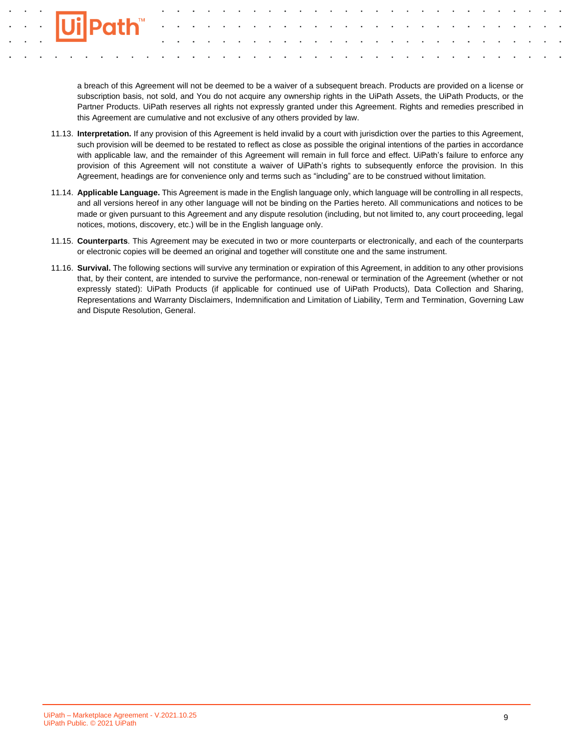a breach of this Agreement will not be deemed to be a waiver of a subsequent breach. Products are provided on a license or subscription basis, not sold, and You do not acquire any ownership rights in the UiPath Assets, the UiPath Products, or the Partner Products. UiPath reserves all rights not expressly granted under this Agreement. Rights and remedies prescribed in this Agreement are cumulative and not exclusive of any others provided by law.

11.13. **Interpretation.** If any provision of this Agreement is held invalid by a court with jurisdiction over the parties to this Agreement, such provision will be deemed to be restated to reflect as close as possible the original intentions of the parties in accordance with applicable law, and the remainder of this Agreement will remain in full force and effect. UiPath's failure to enforce any provision of this Agreement will not constitute a waiver of UiPath's rights to subsequently enforce the provision. In this Agreement, headings are for convenience only and terms such as "including" are to be construed without limitation.

11.14. **Applicable Language.** This Agreement is made in the English language only, which language will be controlling in all respects, and all versions hereof in any other language will not be binding on the Parties hereto. All communications and notices to be made or given pursuant to this Agreement and any dispute resolution (including, but not limited to, any court proceeding, legal notices, motions, discovery, etc.) will be in the English language only.

11.15. **Counterparts**. This Agreement may be executed in two or more counterparts or electronically, and each of the counterparts or electronic copies will be deemed an original and together will constitute one and the same instrument.

11.16. **Survival.** The following sections will survive any termination or expiration of this Agreement, in addition to any other provisions that, by their content, are intended to survive the performance, non-renewal or termination of the Agreement (whether or not expressly stated): UiPath Products (if applicable for continued use of UiPath Products), Data Collection and Sharing, Representations and Warranty Disclaimers, Indemnification and Limitation of Liability, Term and Termination, Governing Law and Dispute Resolution, General.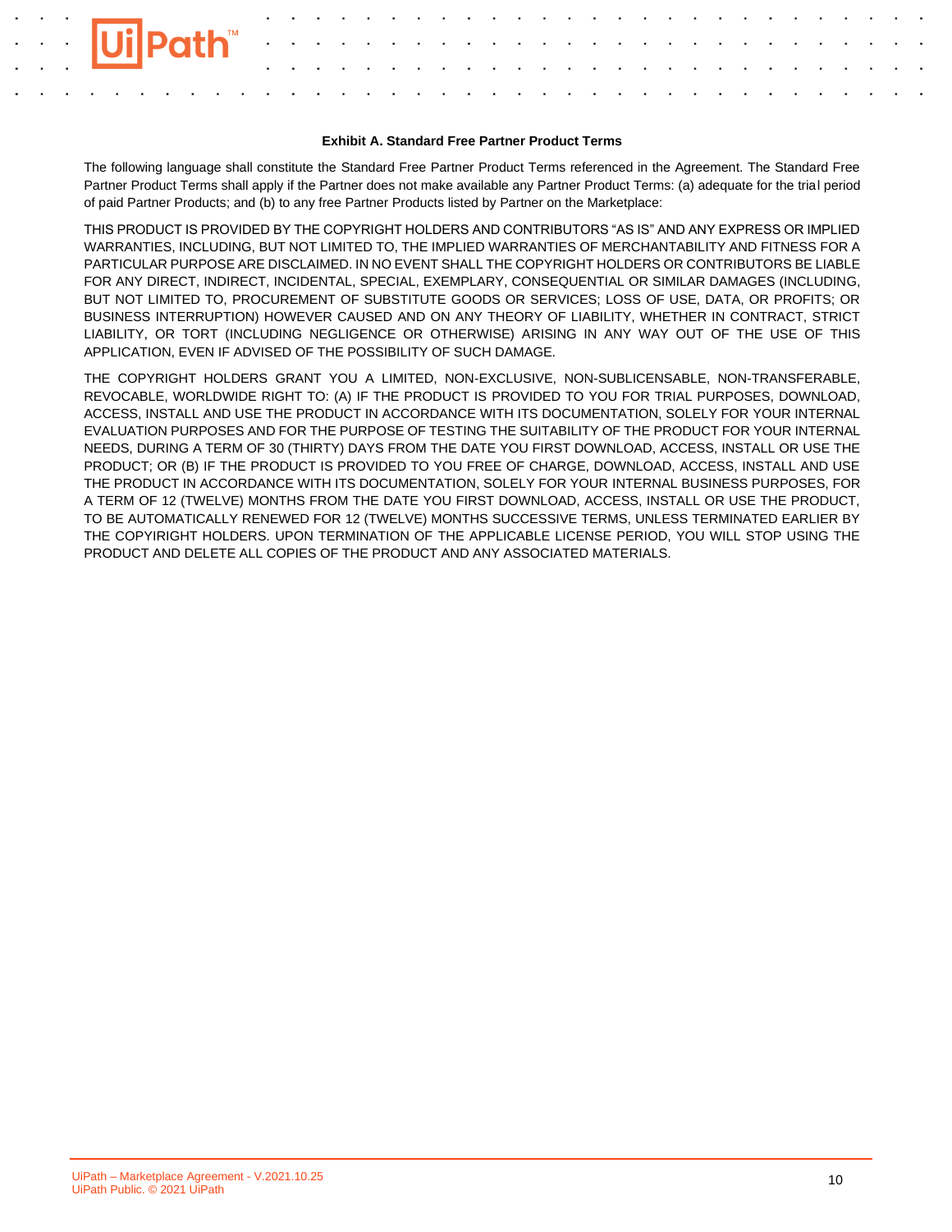**Exhibit A. Standard Free Partner Product Terms**

The following language shall constitute the Standard Free Partner Product Terms referenced in the Agreement. The Standard Free Partner Product Terms shall apply if the Partner does not make available any Partner Product Terms: (a) adequate for the trial period of paid Partner Products; and (b) to any free Partner Products listed by Partner on the Marketplace:

THIS PRODUCT IS PROVIDED BY THE COPYRIGHT HOLDERS AND CONTRIBUTORS "AS IS" AND ANY EXPRESS OR IMPLIED WARRANTIES, INCLUDING, BUT NOT LIMITED TO, THE IMPLIED WARRANTIES OF MERCHANTABILITY AND FITNESS FOR A PARTICULAR PURPOSE ARE DISCLAIMED. IN NO EVENT SHALL THE COPYRIGHT HOLDERS OR CONTRIBUTORS BE LIABLE FOR ANY DIRECT, INDIRECT, INCIDENTAL, SPECIAL, EXEMPLARY, CONSEQUENTIAL OR SIMILAR DAMAGES (INCLUDING, BUT NOT LIMITED TO, PROCUREMENT OF SUBSTITUTE GOODS OR SERVICES; LOSS OF USE, DATA, OR PROFITS; OR BUSINESS INTERRUPTION) HOWEVER CAUSED AND ON ANY THEORY OF LIABILITY, WHETHER IN CONTRACT, STRICT LIABILITY, OR TORT (INCLUDING NEGLIGENCE OR OTHERWISE) ARISING IN ANY WAY OUT OF THE USE OF THIS APPLICATION, EVEN IF ADVISED OF THE POSSIBILITY OF SUCH DAMAGE.

THE COPYRIGHT HOLDERS GRANT YOU A LIMITED, NON-EXCLUSIVE, NON-SUBLICENSABLE, NON-TRANSFERABLE, REVOCABLE, WORLDWIDE RIGHT TO: (A) IF THE PRODUCT IS PROVIDED TO YOU FOR TRIAL PURPOSES, DOWNLOAD, ACCESS, INSTALL AND USE THE PRODUCT IN ACCORDANCE WITH ITS DOCUMENTATION, SOLELY FOR YOUR INTERNAL EVALUATION PURPOSES AND FOR THE PURPOSE OF TESTING THE SUITABILITY OF THE PRODUCT FOR YOUR INTERNAL NEEDS, DURING A TERM OF 30 (THIRTY) DAYS FROM THE DATE YOU FIRST DOWNLOAD, ACCESS, INSTALL OR USE THE PRODUCT; OR (B) IF THE PRODUCT IS PROVIDED TO YOU FREE OF CHARGE, DOWNLOAD, ACCESS, INSTALL AND USE THE PRODUCT IN ACCORDANCE WITH ITS DOCUMENTATION, SOLELY FOR YOUR INTERNAL BUSINESS PURPOSES, FOR A TERM OF 12 (TWELVE) MONTHS FROM THE DATE YOU FIRST DOWNLOAD, ACCESS, INSTALL OR USE THE PRODUCT, TO BE AUTOMATICALLY RENEWED FOR 12 (TWELVE) MONTHS SUCCESSIVE TERMS, UNLESS TERMINATED EARLIER BY THE COPYIRIGHT HOLDERS. UPON TERMINATION OF THE APPLICABLE LICENSE PERIOD, YOU WILL STOP USING THE PRODUCT AND DELETE ALL COPIES OF THE PRODUCT AND ANY ASSOCIATED MATERIALS.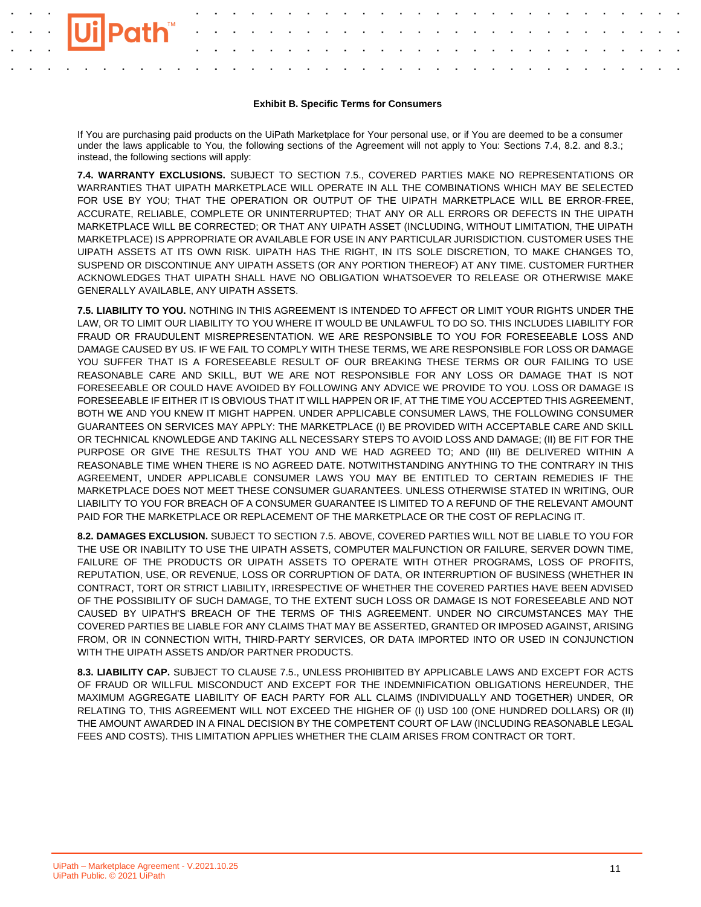**Exhibit B. Specific Terms for Consumers**

If You are purchasing paid products on the UiPath Marketplace for Your personal use, or if You are deemed to be a consumer under the laws applicable to You, the following sections of the Agreement will not apply to You: Sections 7.4, 8.2. and 8.3.; instead, the following sections will apply:

**7.4. WARRANTY EXCLUSIONS.** SUBJECT TO SECTION 7.5., COVERED PARTIES MAKE NO REPRESENTATIONS OR WARRANTIES THAT UIPATH MARKETPLACE WILL OPERATE IN ALL THE COMBINATIONS WHICH MAY BE SELECTED FOR USE BY YOU; THAT THE OPERATION OR OUTPUT OF THE UIPATH MARKETPLACE WILL BE ERROR-FREE, ACCURATE, RELIABLE, COMPLETE OR UNINTERRUPTED; THAT ANY OR ALL ERRORS OR DEFECTS IN THE UIPATH MARKETPLACE WILL BE CORRECTED; OR THAT ANY UIPATH ASSET (INCLUDING, WITHOUT LIMITATION, THE UIPATH MARKETPLACE) IS APPROPRIATE OR AVAILABLE FOR USE IN ANY PARTICULAR JURISDICTION. CUSTOMER USES THE UIPATH ASSETS AT ITS OWN RISK. UIPATH HAS THE RIGHT, IN ITS SOLE DISCRETION, TO MAKE CHANGES TO, SUSPEND OR DISCONTINUE ANY UIPATH ASSETS (OR ANY PORTION THEREOF) AT ANY TIME. CUSTOMER FURTHER ACKNOWLEDGES THAT UIPATH SHALL HAVE NO OBLIGATION WHATSOEVER TO RELEASE OR OTHERWISE MAKE GENERALLY AVAILABLE, ANY UIPATH ASSETS.

**7.5. LIABILITY TO YOU.** NOTHING IN THIS AGREEMENT IS INTENDED TO AFFECT OR LIMIT YOUR RIGHTS UNDER THE LAW, OR TO LIMIT OUR LIABILITY TO YOU WHERE IT WOULD BE UNLAWFUL TO DO SO. THIS INCLUDES LIABILITY FOR FRAUD OR FRAUDULENT MISREPRESENTATION. WE ARE RESPONSIBLE TO YOU FOR FORESEEABLE LOSS AND DAMAGE CAUSED BY US. IF WE FAIL TO COMPLY WITH THESE TERMS, WE ARE RESPONSIBLE FOR LOSS OR DAMAGE YOU SUFFER THAT IS A FORESEEABLE RESULT OF OUR BREAKING THESE TERMS OR OUR FAILING TO USE REASONABLE CARE AND SKILL, BUT WE ARE NOT RESPONSIBLE FOR ANY LOSS OR DAMAGE THAT IS NOT FORESEEABLE OR COULD HAVE AVOIDED BY FOLLOWING ANY ADVICE WE PROVIDE TO YOU. LOSS OR DAMAGE IS FORESEEABLE IF EITHER IT IS OBVIOUS THAT IT WILL HAPPEN OR IF, AT THE TIME YOU ACCEPTED THIS AGREEMENT, BOTH WE AND YOU KNEW IT MIGHT HAPPEN. UNDER APPLICABLE CONSUMER LAWS, THE FOLLOWING CONSUMER GUARANTEES ON SERVICES MAY APPLY: THE MARKETPLACE (I) BE PROVIDED WITH ACCEPTABLE CARE AND SKILL OR TECHNICAL KNOWLEDGE AND TAKING ALL NECESSARY STEPS TO AVOID LOSS AND DAMAGE; (II) BE FIT FOR THE PURPOSE OR GIVE THE RESULTS THAT YOU AND WE HAD AGREED TO; AND (III) BE DELIVERED WITHIN A REASONABLE TIME WHEN THERE IS NO AGREED DATE. NOTWITHSTANDING ANYTHING TO THE CONTRARY IN THIS AGREEMENT, UNDER APPLICABLE CONSUMER LAWS YOU MAY BE ENTITLED TO CERTAIN REMEDIES IF THE MARKETPLACE DOES NOT MEET THESE CONSUMER GUARANTEES. UNLESS OTHERWISE STATED IN WRITING, OUR LIABILITY TO YOU FOR BREACH OF A CONSUMER GUARANTEE IS LIMITED TO A REFUND OF THE RELEVANT AMOUNT PAID FOR THE MARKETPLACE OR REPLACEMENT OF THE MARKETPLACE OR THE COST OF REPLACING IT.

**8.2. DAMAGES EXCLUSION.** SUBJECT TO SECTION 7.5. ABOVE, COVERED PARTIES WILL NOT BE LIABLE TO YOU FOR THE USE OR INABILITY TO USE THE UIPATH ASSETS, COMPUTER MALFUNCTION OR FAILURE, SERVER DOWN TIME, FAILURE OF THE PRODUCTS OR UIPATH ASSETS TO OPERATE WITH OTHER PROGRAMS, LOSS OF PROFITS, REPUTATION, USE, OR REVENUE, LOSS OR CORRUPTION OF DATA, OR INTERRUPTION OF BUSINESS (WHETHER IN CONTRACT, TORT OR STRICT LIABILITY, IRRESPECTIVE OF WHETHER THE COVERED PARTIES HAVE BEEN ADVISED OF THE POSSIBILITY OF SUCH DAMAGE, TO THE EXTENT SUCH LOSS OR DAMAGE IS NOT FORESEEABLE AND NOT CAUSED BY UIPATH'S BREACH OF THE TERMS OF THIS AGREEMENT. UNDER NO CIRCUMSTANCES MAY THE COVERED PARTIES BE LIABLE FOR ANY CLAIMS THAT MAY BE ASSERTED, GRANTED OR IMPOSED AGAINST, ARISING FROM, OR IN CONNECTION WITH, THIRD-PARTY SERVICES, OR DATA IMPORTED INTO OR USED IN CONJUNCTION WITH THE UIPATH ASSETS AND/OR PARTNER PRODUCTS.

**8.3. LIABILITY CAP.** SUBJECT TO CLAUSE 7.5., UNLESS PROHIBITED BY APPLICABLE LAWS AND EXCEPT FOR ACTS OF FRAUD OR WILLFUL MISCONDUCT AND EXCEPT FOR THE INDEMNIFICATION OBLIGATIONS HEREUNDER, THE MAXIMUM AGGREGATE LIABILITY OF EACH PARTY FOR ALL CLAIMS (INDIVIDUALLY AND TOGETHER) UNDER, OR RELATING TO, THIS AGREEMENT WILL NOT EXCEED THE HIGHER OF (I) USD 100 (ONE HUNDRED DOLLARS) OR (II) THE AMOUNT AWARDED IN A FINAL DECISION BY THE COMPETENT COURT OF LAW (INCLUDING REASONABLE LEGAL FEES AND COSTS). THIS LIMITATION APPLIES WHETHER THE CLAIM ARISES FROM CONTRACT OR TORT.